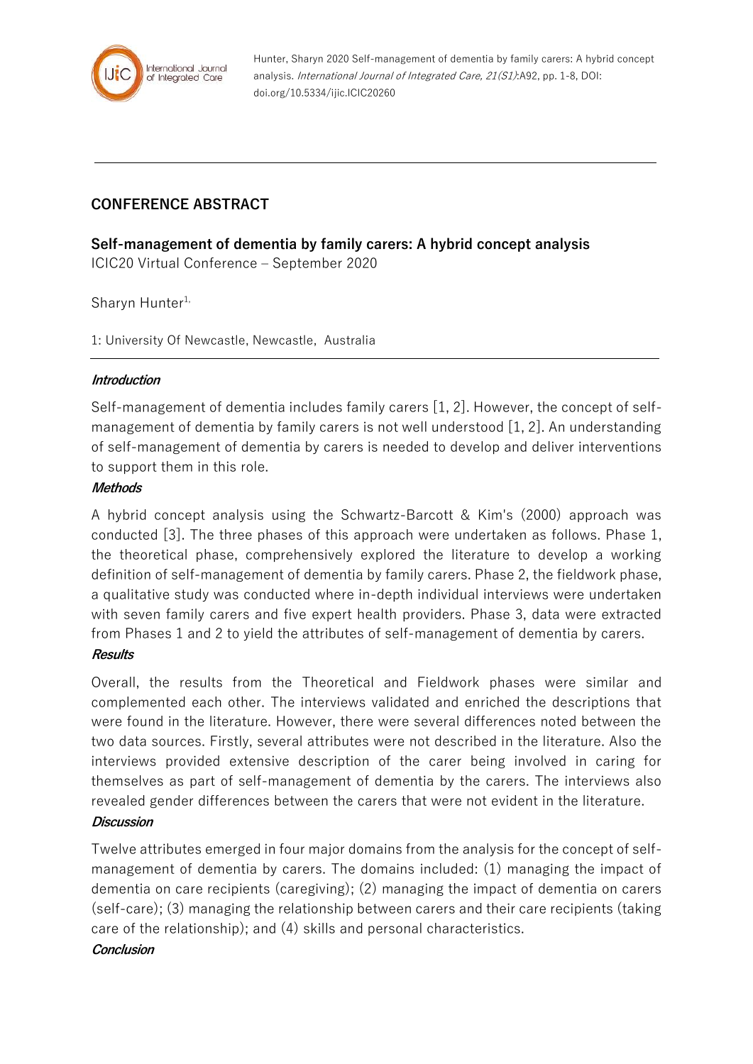Hunter, Sharyn 2020 Self-management of dementia by family carers: A hybrid concept analysis. *International Journal of Integrated Care, 21(S1)*:A92, pp. 1-8, DOI: doi.org/10.5334/ijic.ICIC20260

## CONFERENCE ABSTRACT

**Self-management of dementia by family carers: A hybrid concept analysis**

ICIC20 Virtual Conference – September 2020

Sharyn Hunter[1,]

1: University Of Newcastle, Newcastle, Australia

***Introduction***

Self-management of dementia includes family carers [1, 2]. However, the concept of self-management of dementia by family carers is not well understood [1, 2]. An understanding of self-management of dementia by carers is needed to develop and deliver interventions to support them in this role.

***Methods***

A hybrid concept analysis using the Schwartz-Barcott & Kim's (2000) approach was conducted [3]. The three phases of this approach were undertaken as follows. Phase 1, the theoretical phase, comprehensively explored the literature to develop a working definition of self-management of dementia by family carers. Phase 2, the fieldwork phase, a qualitative study was conducted where in-depth individual interviews were undertaken with seven family carers and five expert health providers. Phase 3, data were extracted from Phases 1 and 2 to yield the attributes of self-management of dementia by carers.

***Results***

Overall, the results from the Theoretical and Fieldwork phases were similar and complemented each other. The interviews validated and enriched the descriptions that were found in the literature. However, there were several differences noted between the two data sources. Firstly, several attributes were not described in the literature. Also the interviews provided extensive description of the carer being involved in caring for themselves as part of self-management of dementia by the carers. The interviews also revealed gender differences between the carers that were not evident in the literature.

***Discussion***

Twelve attributes emerged in four major domains from the analysis for the concept of self-management of dementia by carers. The domains included: (1) managing the impact of dementia on care recipients (caregiving); (2) managing the impact of dementia on carers (self-care); (3) managing the relationship between carers and their care recipients (taking care of the relationship); and (4) skills and personal characteristics.

***Conclusion***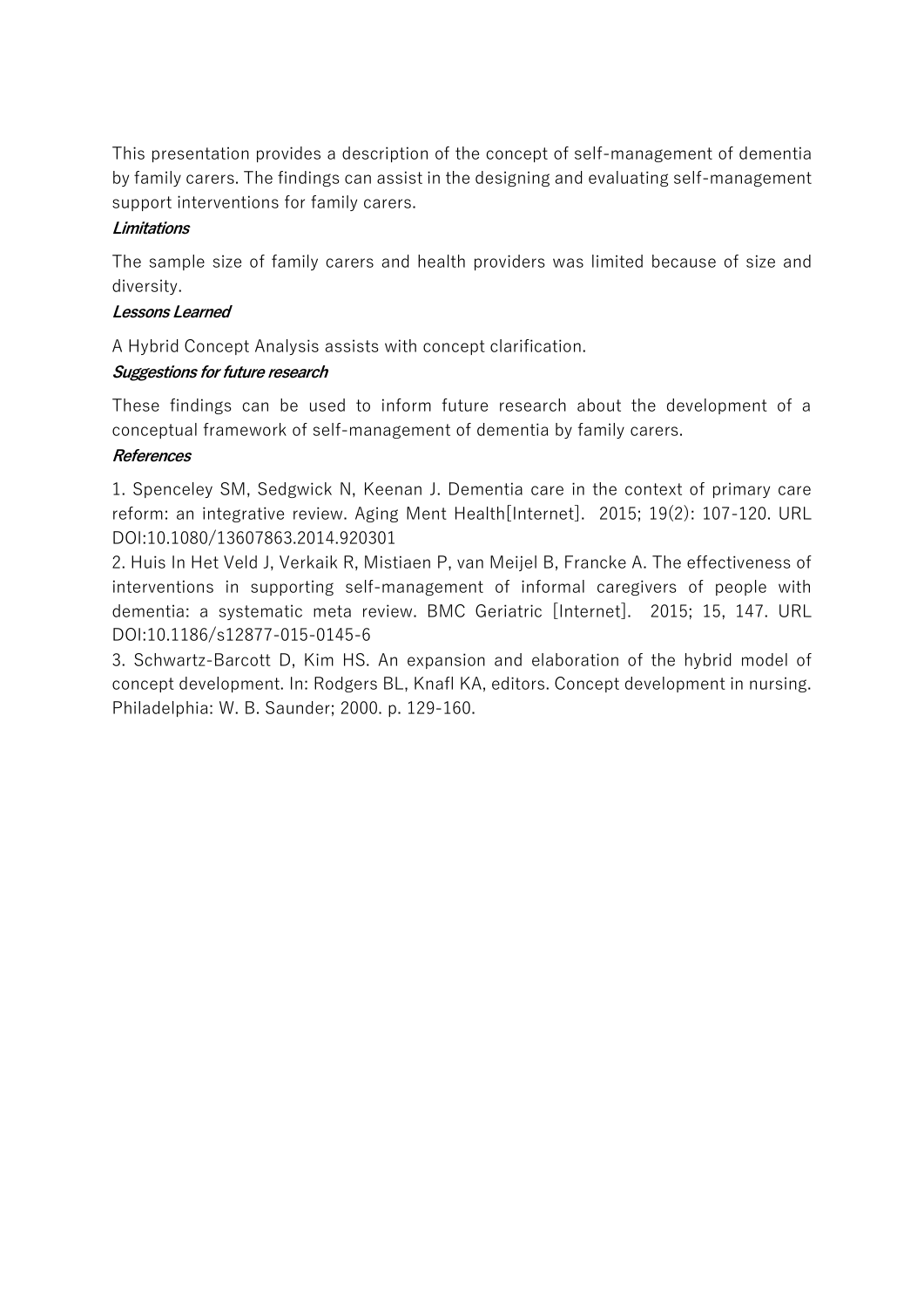This presentation provides a description of the concept of self-management of dementia by family carers. The findings can assist in the designing and evaluating self-management support interventions for family carers.

***Limitations***

The sample size of family carers and health providers was limited because of size and diversity.

***Lessons Learned***

A Hybrid Concept Analysis assists with concept clarification.

***Suggestions for future research***

These findings can be used to inform future research about the development of a conceptual framework of self-management of dementia by family carers.

***References***

1. Spenceley SM, Sedgwick N, Keenan J. Dementia care in the context of primary care reform: an integrative review. Aging Ment Health[Internet]. 2015; 19(2): 107-120. URL DOI:10.1080/13607863.2014.920301
2. Huis In Het Veld J, Verkaik R, Mistiaen P, van Meijel B, Francke A. The effectiveness of interventions in supporting self-management of informal caregivers of people with dementia: a systematic meta review. BMC Geriatric [Internet]. 2015; 15, 147. URL DOI:10.1186/s12877-015-0145-6
3. Schwartz-Barcott D, Kim HS. An expansion and elaboration of the hybrid model of concept development. In: Rodgers BL, Knafl KA, editors. Concept development in nursing. Philadelphia: W. B. Saunder; 2000. p. 129-160.